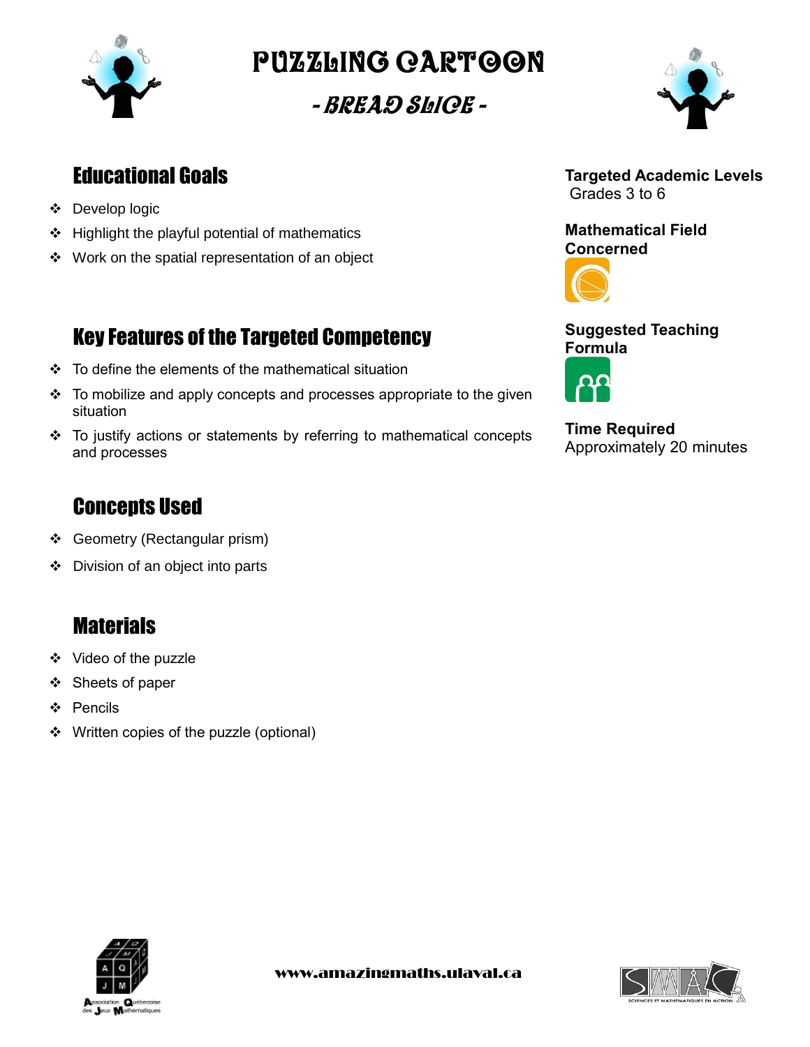# PUZZLING CARTOON

## - BREAD SLICE -

## Educational Goals

- Develop logic
- Highlight the playful potential of mathematics
- Work on the spatial representation of an object

## Key Features of the Targeted Competency

- To define the elements of the mathematical situation
- To mobilize and apply concepts and processes appropriate to the given situation
- To justify actions or statements by referring to mathematical concepts and processes

## Concepts Used

- Geometry (Rectangular prism)
- Division of an object into parts

## Materials

- Video of the puzzle
- Sheets of paper
- Pencils
- Written copies of the puzzle (optional)

**Targeted Academic Levels**
Grades 3 to 6

**Mathematical Field Concerned**

**Suggested Teaching Formula**

**Time Required**
Approximately 20 minutes

www.amazingmaths.ulaval.ca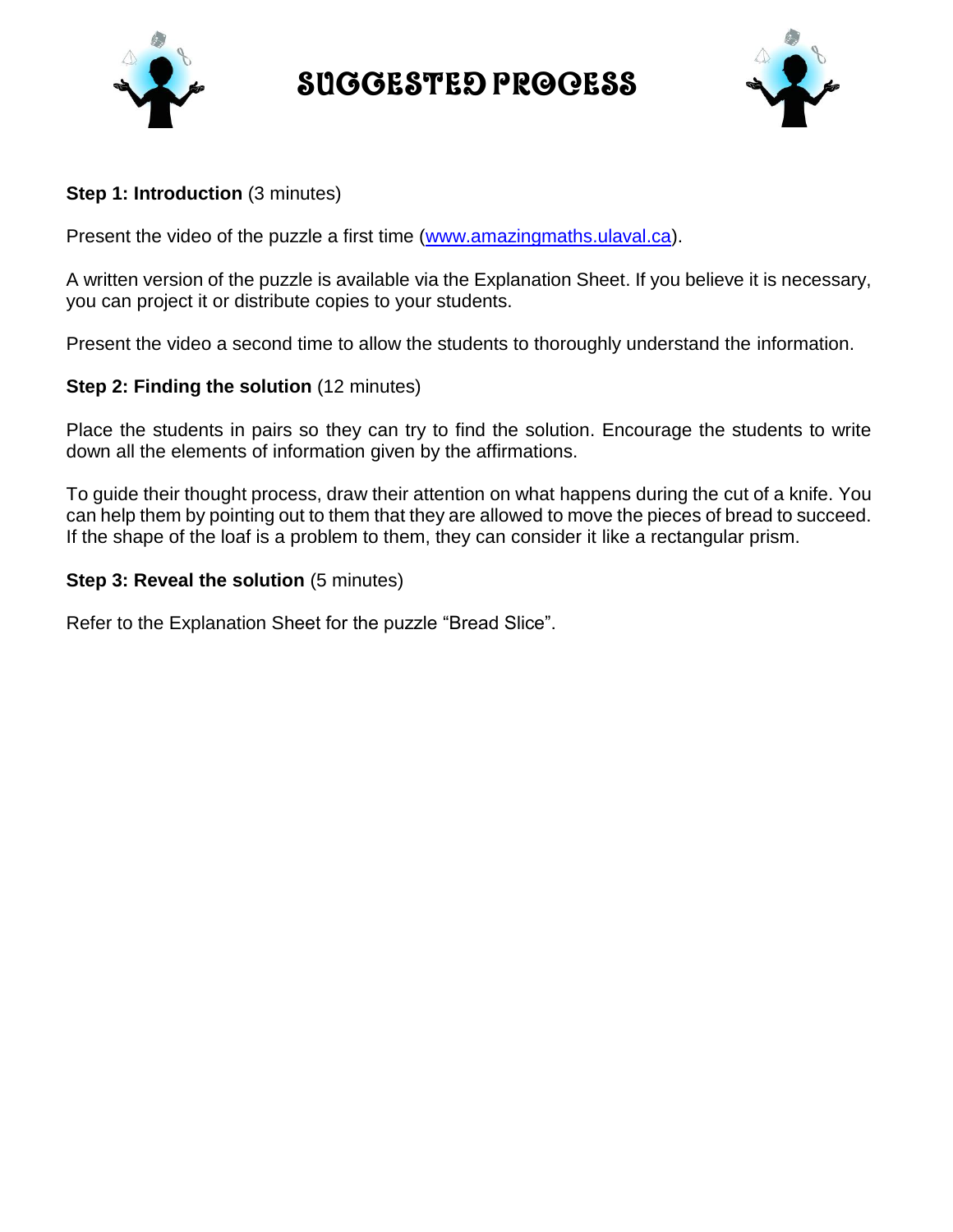# SUGGESTED PROCESS

**Step 1: Introduction** (3 minutes)

Present the video of the puzzle a first time (www.amazingmaths.ulaval.ca).

A written version of the puzzle is available via the Explanation Sheet. If you believe it is necessary, you can project it or distribute copies to your students.

Present the video a second time to allow the students to thoroughly understand the information.

**Step 2: Finding the solution** (12 minutes)

Place the students in pairs so they can try to find the solution. Encourage the students to write down all the elements of information given by the affirmations.

To guide their thought process, draw their attention on what happens during the cut of a knife. You can help them by pointing out to them that they are allowed to move the pieces of bread to succeed. If the shape of the loaf is a problem to them, they can consider it like a rectangular prism.

**Step 3: Reveal the solution** (5 minutes)

Refer to the Explanation Sheet for the puzzle “Bread Slice”.